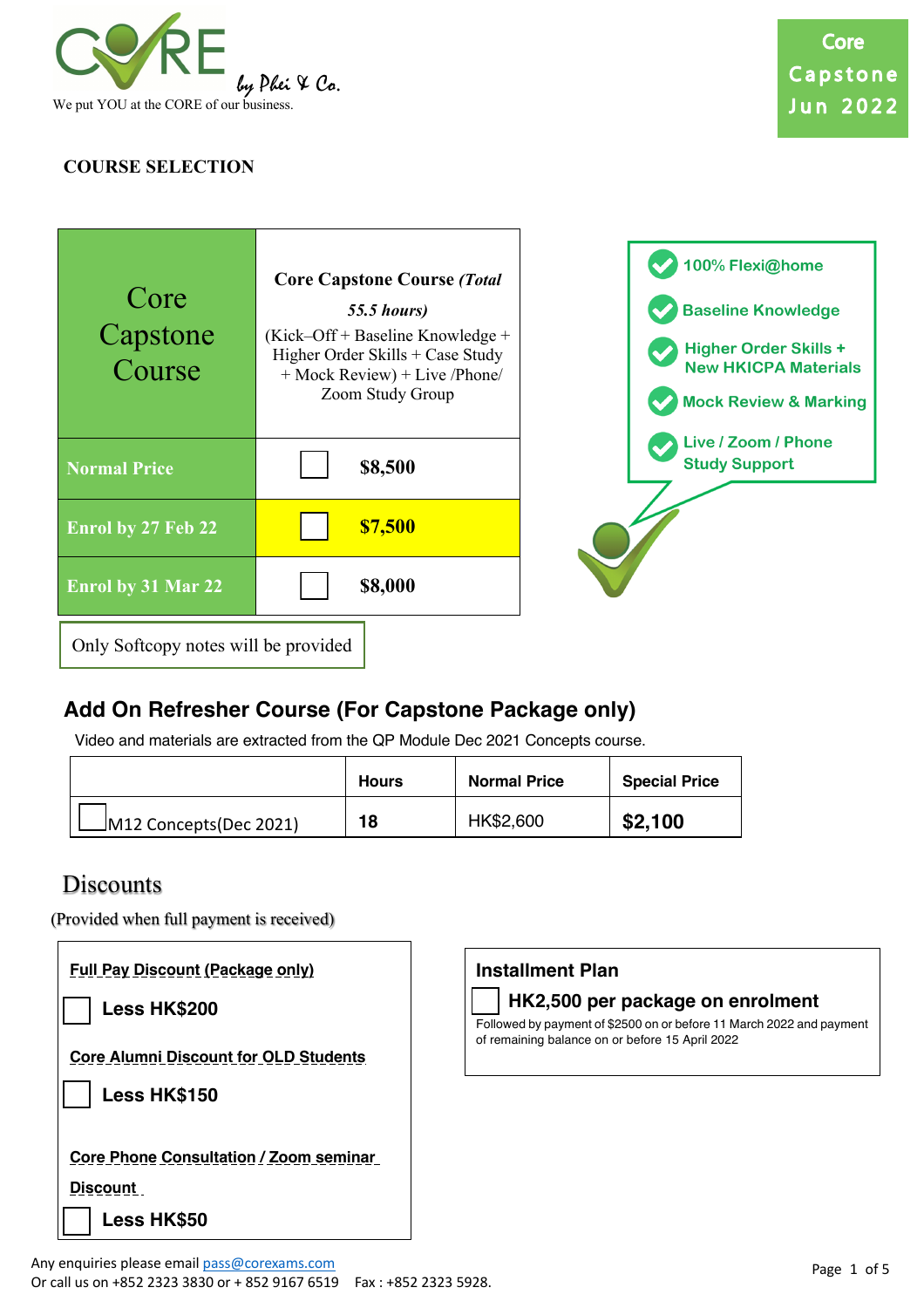CORE by Phei & Co.

We put YOU at the CORE of our business.

**Core Capstone Jun 2022**

## COURSE SELECTION

| Core Capstone Course | **Core Capstone Course** ***(Total 55.5 hours)*** (Kick–Off + Baseline Knowledge + Higher Order Skills + Case Study + Mock Review) + Live /Phone/ Zoom Study Group |
|---|---|
| **Normal Price** | ☐ **$8,500** |
| **Enrol by 27 Feb 22** | ☐ **$7,500** |
| **Enrol by 31 Mar 22** | ☐ **$8,000** |

Only Softcopy notes will be provided

- 100% Flexi@home
- Baseline Knowledge
- Higher Order Skills + New HKICPA Materials
- Mock Review & Marking
- Live / Zoom / Phone Study Support

## Add On Refresher Course (For Capstone Package only)

Video and materials are extracted from the QP Module Dec 2021 Concepts course.

| | Hours | Normal Price | Special Price |
|---|---|---|---|
| ☐ M12 Concepts(Dec 2021) | **18** | HK$2,600 | **$2,100** |

## Discounts

(Provided when full payment is received)

**Full Pay Discount (Package only)**

☐ **Less HK$200**

**Core Alumni Discount for OLD Students**

☐ **Less HK$150**

**Core Phone Consultation / Zoom seminar Discount**

☐ **Less HK$50**

### Installment Plan

☐ **HK2,500 per package on enrolment**

Followed by payment of $2500 on or before 11 March 2022 and payment of remaining balance on or before 15 April 2022

Any enquiries please email pass@corexams.com
Or call us on +852 2323 3830 or + 852 9167 6519   Fax : +852 2323 5928.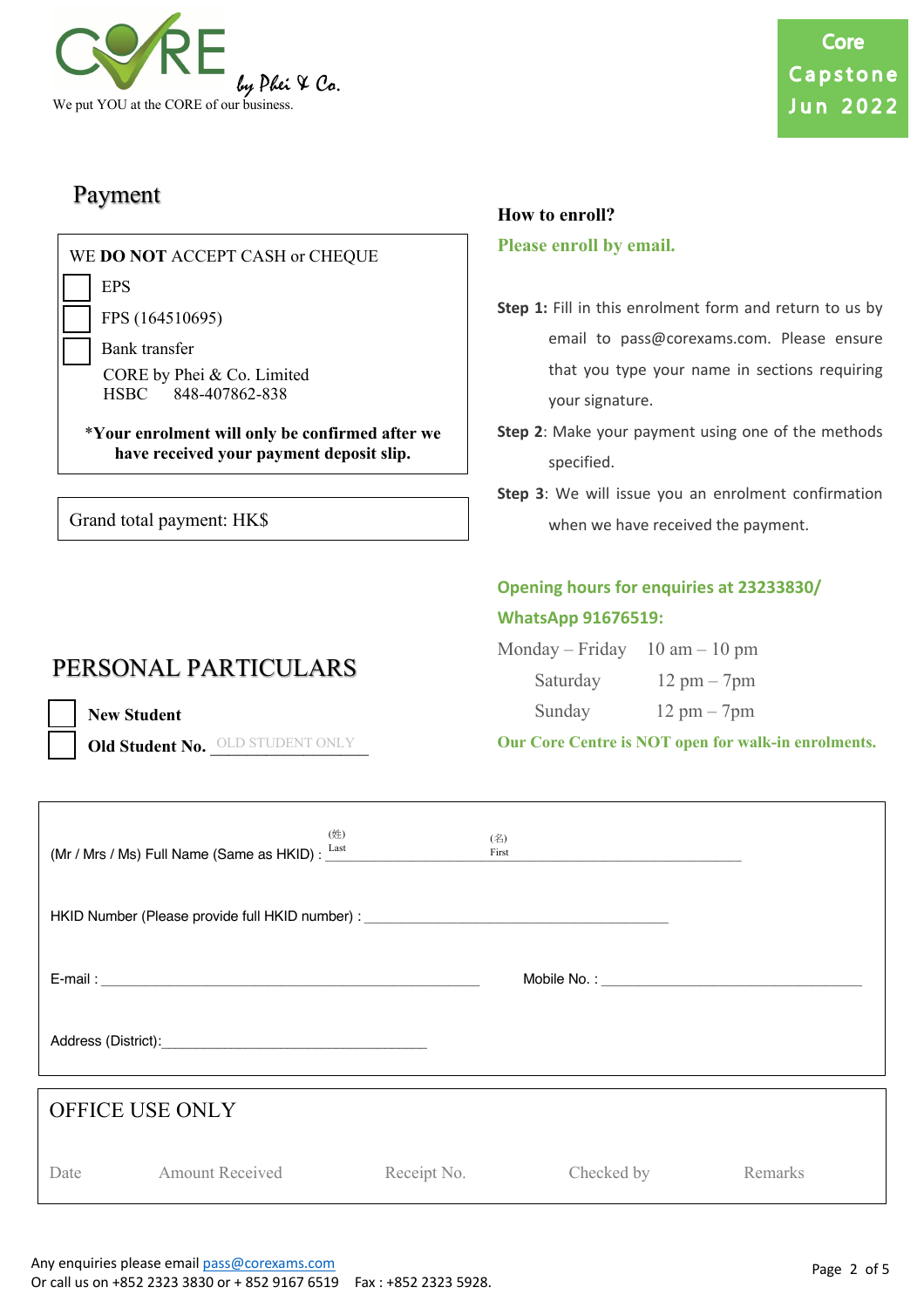CORE by Phei & Co.

We put YOU at the CORE of our business.

Core Capstone Jun 2022

## Payment

WE **DO NOT** ACCEPT CASH or CHEQUE

- ☐ EPS
- ☐ FPS (164510695)
- ☐ Bank transfer

CORE by Phei & Co. Limited
HSBC 848-407862-838

***Your enrolment will only be confirmed after we have received your payment deposit slip.**

Grand total payment: HK$

## How to enroll?

**Please enroll by email.**

**Step 1:** Fill in this enrolment form and return to us by email to pass@corexams.com. Please ensure that you type your name in sections requiring your signature.

**Step 2**: Make your payment using one of the methods specified.

**Step 3**: We will issue you an enrolment confirmation when we have received the payment.

**Opening hours for enquiries at 23233830/ WhatsApp 91676519:**

| | |
|---|---|
| Monday – Friday | 10 am – 10 pm |
| Saturday | 12 pm – 7pm |
| Sunday | 12 pm – 7pm |

**Our Core Centre is NOT open for walk-in enrolments.**

## PERSONAL PARTICULARS

- ☐ **New Student**
- ☐ **Old Student No.** \_\_\_\_\_\_\_\_\_\_ (OLD STUDENT ONLY)

(Mr / Mrs / Ms) Full Name (Same as HKID) : (姓) Last \_\_\_\_\_\_\_\_\_\_ (名) First \_\_\_\_\_\_\_\_\_\_

HKID Number (Please provide full HKID number) : \_\_\_\_\_\_\_\_\_\_

E-mail : \_\_\_\_\_\_\_\_\_\_ Mobile No. : \_\_\_\_\_\_\_\_\_\_

Address (District): \_\_\_\_\_\_\_\_\_\_

## OFFICE USE ONLY

| Date | Amount Received | Receipt No. | Checked by | Remarks |
|---|---|---|---|---|
| | | | | |

Any enquiries please email pass@corexams.com
Or call us on +852 2323 3830 or + 852 9167 6519 Fax : +852 2323 5928.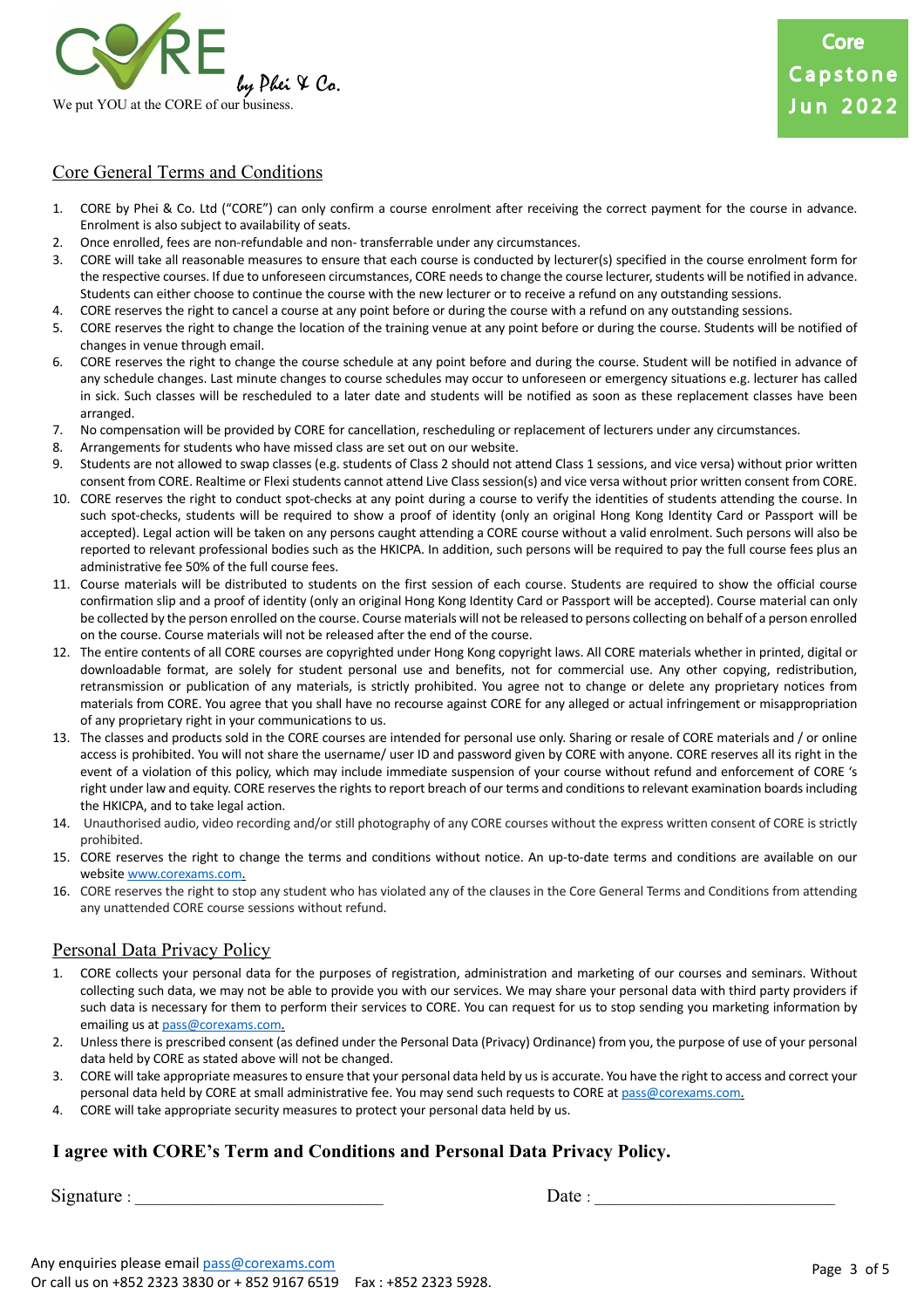CORE by Phei & Co.

We put YOU at the CORE of our business.

Core Capstone Jun 2022

## Core General Terms and Conditions

1. CORE by Phei & Co. Ltd ("CORE") can only confirm a course enrolment after receiving the correct payment for the course in advance. Enrolment is also subject to availability of seats.
2. Once enrolled, fees are non-refundable and non- transferrable under any circumstances.
3. CORE will take all reasonable measures to ensure that each course is conducted by lecturer(s) specified in the course enrolment form for the respective courses. If due to unforeseen circumstances, CORE needs to change the course lecturer, students will be notified in advance. Students can either choose to continue the course with the new lecturer or to receive a refund on any outstanding sessions.
4. CORE reserves the right to cancel a course at any point before or during the course with a refund on any outstanding sessions.
5. CORE reserves the right to change the location of the training venue at any point before or during the course. Students will be notified of changes in venue through email.
6. CORE reserves the right to change the course schedule at any point before and during the course. Student will be notified in advance of any schedule changes. Last minute changes to course schedules may occur to unforeseen or emergency situations e.g. lecturer has called in sick. Such classes will be rescheduled to a later date and students will be notified as soon as these replacement classes have been arranged.
7. No compensation will be provided by CORE for cancellation, rescheduling or replacement of lecturers under any circumstances.
8. Arrangements for students who have missed class are set out on our website.
9. Students are not allowed to swap classes (e.g. students of Class 2 should not attend Class 1 sessions, and vice versa) without prior written consent from CORE. Realtime or Flexi students cannot attend Live Class session(s) and vice versa without prior written consent from CORE.
10. CORE reserves the right to conduct spot-checks at any point during a course to verify the identities of students attending the course. In such spot-checks, students will be required to show a proof of identity (only an original Hong Kong Identity Card or Passport will be accepted). Legal action will be taken on any persons caught attending a CORE course without a valid enrolment. Such persons will also be reported to relevant professional bodies such as the HKICPA. In addition, such persons will be required to pay the full course fees plus an administrative fee 50% of the full course fees.
11. Course materials will be distributed to students on the first session of each course. Students are required to show the official course confirmation slip and a proof of identity (only an original Hong Kong Identity Card or Passport will be accepted). Course material can only be collected by the person enrolled on the course. Course materials will not be released to persons collecting on behalf of a person enrolled on the course. Course materials will not be released after the end of the course.
12. The entire contents of all CORE courses are copyrighted under Hong Kong copyright laws. All CORE materials whether in printed, digital or downloadable format, are solely for student personal use and benefits, not for commercial use. Any other copying, redistribution, retransmission or publication of any materials, is strictly prohibited. You agree not to change or delete any proprietary notices from materials from CORE. You agree that you shall have no recourse against CORE for any alleged or actual infringement or misappropriation of any proprietary right in your communications to us.
13. The classes and products sold in the CORE courses are intended for personal use only. Sharing or resale of CORE materials and / or online access is prohibited. You will not share the username/ user ID and password given by CORE with anyone. CORE reserves all its right in the event of a violation of this policy, which may include immediate suspension of your course without refund and enforcement of CORE 's right under law and equity. CORE reserves the rights to report breach of our terms and conditions to relevant examination boards including the HKICPA, and to take legal action.
14. Unauthorised audio, video recording and/or still photography of any CORE courses without the express written consent of CORE is strictly prohibited.
15. CORE reserves the right to change the terms and conditions without notice. An up-to-date terms and conditions are available on our website www.corexams.com.
16. CORE reserves the right to stop any student who has violated any of the clauses in the Core General Terms and Conditions from attending any unattended CORE course sessions without refund.

## Personal Data Privacy Policy

1. CORE collects your personal data for the purposes of registration, administration and marketing of our courses and seminars. Without collecting such data, we may not be able to provide you with our services. We may share your personal data with third party providers if such data is necessary for them to perform their services to CORE. You can request for us to stop sending you marketing information by emailing us at pass@corexams.com.
2. Unless there is prescribed consent (as defined under the Personal Data (Privacy) Ordinance) from you, the purpose of use of your personal data held by CORE as stated above will not be changed.
3. CORE will take appropriate measures to ensure that your personal data held by us is accurate. You have the right to access and correct your personal data held by CORE at small administrative fee. You may send such requests to CORE at pass@corexams.com.
4. CORE will take appropriate security measures to protect your personal data held by us.

**I agree with CORE's Term and Conditions and Personal Data Privacy Policy.**

Signature : ____________________________ Date : ____________________________

Any enquiries please email pass@corexams.com
Or call us on +852 2323 3830 or + 852 9167 6519 Fax : +852 2323 5928.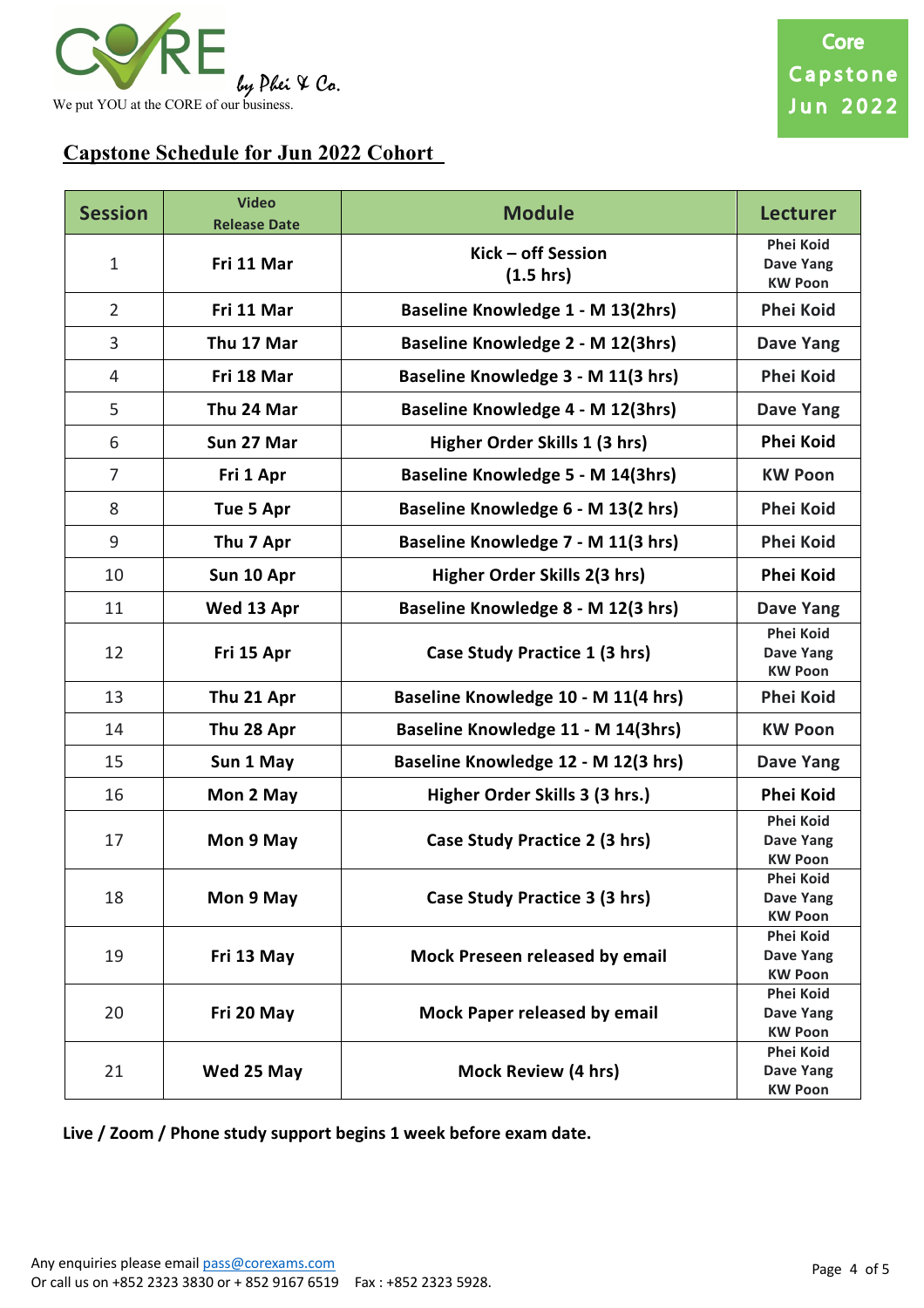CORE by Phei & Co.
We put YOU at the CORE of our business.

Core Capstone Jun 2022

## Capstone Schedule for Jun 2022 Cohort

| Session | Video Release Date | Module | Lecturer |
|---|---|---|---|
| 1 | Fri 11 Mar | Kick – off Session (1.5 hrs) | Phei Koid Dave Yang KW Poon |
| 2 | Fri 11 Mar | Baseline Knowledge 1 - M 13(2hrs) | Phei Koid |
| 3 | Thu 17 Mar | Baseline Knowledge 2 - M 12(3hrs) | Dave Yang |
| 4 | Fri 18 Mar | Baseline Knowledge 3 - M 11(3 hrs) | Phei Koid |
| 5 | Thu 24 Mar | Baseline Knowledge 4 - M 12(3hrs) | Dave Yang |
| 6 | Sun 27 Mar | Higher Order Skills 1 (3 hrs) | Phei Koid |
| 7 | Fri 1 Apr | Baseline Knowledge 5 - M 14(3hrs) | KW Poon |
| 8 | Tue 5 Apr | Baseline Knowledge 6 - M 13(2 hrs) | Phei Koid |
| 9 | Thu 7 Apr | Baseline Knowledge 7 - M 11(3 hrs) | Phei Koid |
| 10 | Sun 10 Apr | Higher Order Skills 2(3 hrs) | Phei Koid |
| 11 | Wed 13 Apr | Baseline Knowledge 8 - M 12(3 hrs) | Dave Yang |
| 12 | Fri 15 Apr | Case Study Practice 1 (3 hrs) | Phei Koid Dave Yang KW Poon |
| 13 | Thu 21 Apr | Baseline Knowledge 10 - M 11(4 hrs) | Phei Koid |
| 14 | Thu 28 Apr | Baseline Knowledge 11 - M 14(3hrs) | KW Poon |
| 15 | Sun 1 May | Baseline Knowledge 12 - M 12(3 hrs) | Dave Yang |
| 16 | Mon 2 May | Higher Order Skills 3 (3 hrs.) | Phei Koid |
| 17 | Mon 9 May | Case Study Practice 2 (3 hrs) | Phei Koid Dave Yang KW Poon |
| 18 | Mon 9 May | Case Study Practice 3 (3 hrs) | Phei Koid Dave Yang KW Poon |
| 19 | Fri 13 May | Mock Preseen released by email | Phei Koid Dave Yang KW Poon |
| 20 | Fri 20 May | Mock Paper released by email | Phei Koid Dave Yang KW Poon |
| 21 | Wed 25 May | Mock Review (4 hrs) | Phei Koid Dave Yang KW Poon |

**Live / Zoom / Phone study support begins 1 week before exam date.**

Any enquiries please email pass@corexams.com
Or call us on +852 2323 3830 or + 852 9167 6519 Fax : +852 2323 5928.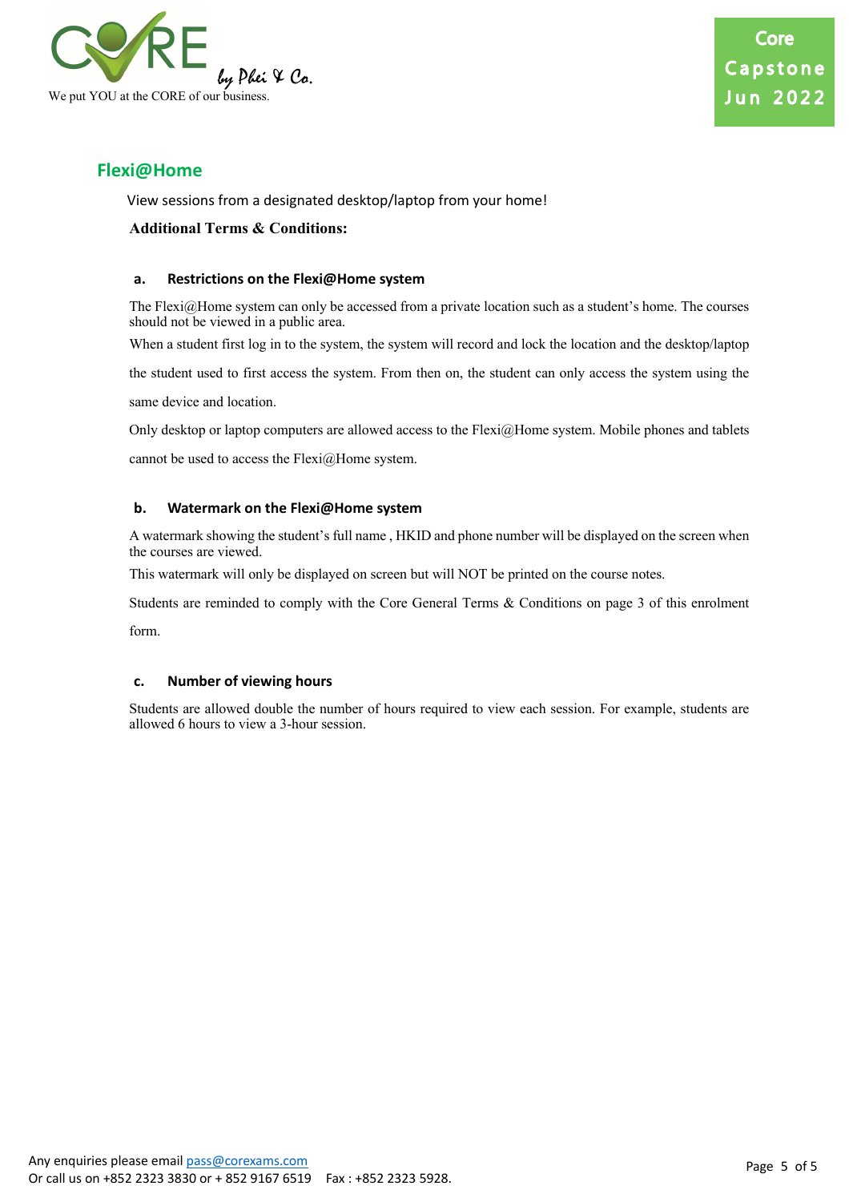## Flexi@Home

View sessions from a designated desktop/laptop from your home!

**Additional Terms & Conditions:**

### a. Restrictions on the Flexi@Home system

The Flexi@Home system can only be accessed from a private location such as a student's home. The courses should not be viewed in a public area.

When a student first log in to the system, the system will record and lock the location and the desktop/laptop the student used to first access the system. From then on, the student can only access the system using the same device and location.

Only desktop or laptop computers are allowed access to the Flexi@Home system. Mobile phones and tablets cannot be used to access the Flexi@Home system.

### b. Watermark on the Flexi@Home system

A watermark showing the student's full name , HKID and phone number will be displayed on the screen when the courses are viewed.

This watermark will only be displayed on screen but will NOT be printed on the course notes.

Students are reminded to comply with the Core General Terms & Conditions on page 3 of this enrolment form.

### c. Number of viewing hours

Students are allowed double the number of hours required to view each session. For example, students are allowed 6 hours to view a 3-hour session.

Any enquiries please email pass@corexams.com
Or call us on +852 2323 3830 or + 852 9167 6519 Fax : +852 2323 5928.